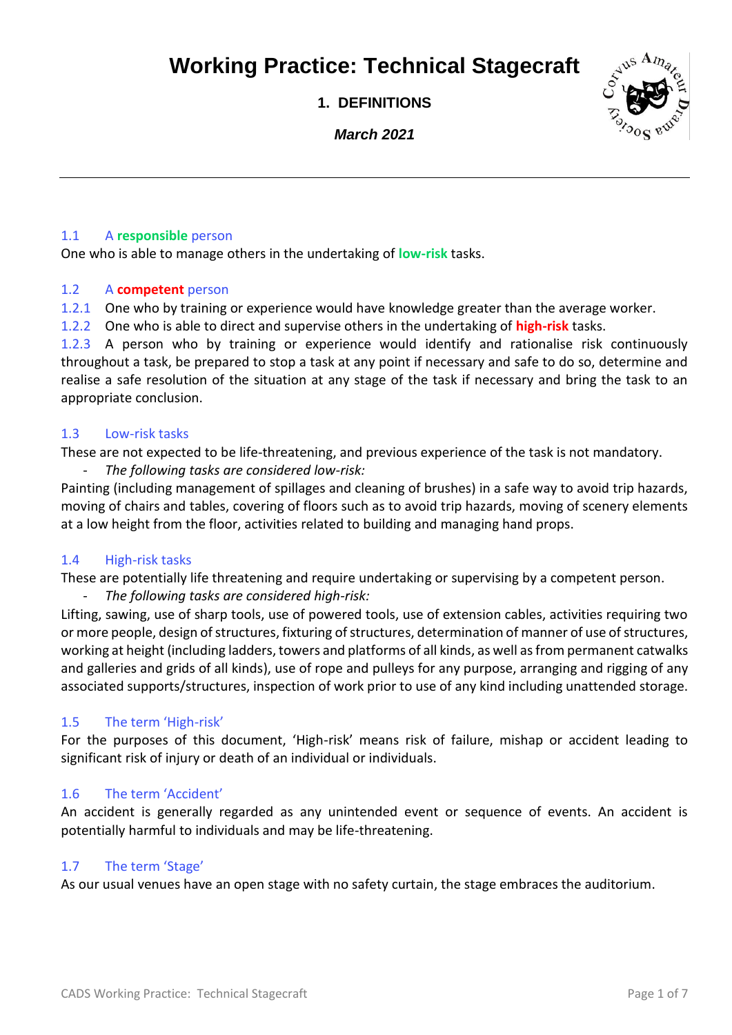# Working Practice: Technical Stagecraft

## 1. DEFINITIONS

***March 2021***

---

### 1.1 A **responsible** person

One who is able to manage others in the undertaking of **low-risk** tasks.

### 1.2 A **competent** person

1.2.1 One who by training or experience would have knowledge greater than the average worker.

1.2.2 One who is able to direct and supervise others in the undertaking of **high-risk** tasks.

1.2.3 A person who by training or experience would identify and rationalise risk continuously throughout a task, be prepared to stop a task at any point if necessary and safe to do so, determine and realise a safe resolution of the situation at any stage of the task if necessary and bring the task to an appropriate conclusion.

### 1.3 Low-risk tasks

These are not expected to be life-threatening, and previous experience of the task is not mandatory.

- *The following tasks are considered low-risk:*

Painting (including management of spillages and cleaning of brushes) in a safe way to avoid trip hazards, moving of chairs and tables, covering of floors such as to avoid trip hazards, moving of scenery elements at a low height from the floor, activities related to building and managing hand props.

### 1.4 High-risk tasks

These are potentially life threatening and require undertaking or supervising by a competent person.

- *The following tasks are considered high-risk:*

Lifting, sawing, use of sharp tools, use of powered tools, use of extension cables, activities requiring two or more people, design of structures, fixturing of structures, determination of manner of use of structures, working at height (including ladders, towers and platforms of all kinds, as well as from permanent catwalks and galleries and grids of all kinds), use of rope and pulleys for any purpose, arranging and rigging of any associated supports/structures, inspection of work prior to use of any kind including unattended storage.

### 1.5 The term 'High-risk'

For the purposes of this document, 'High-risk' means risk of failure, mishap or accident leading to significant risk of injury or death of an individual or individuals.

### 1.6 The term 'Accident'

An accident is generally regarded as any unintended event or sequence of events. An accident is potentially harmful to individuals and may be life-threatening.

### 1.7 The term 'Stage'

As our usual venues have an open stage with no safety curtain, the stage embraces the auditorium.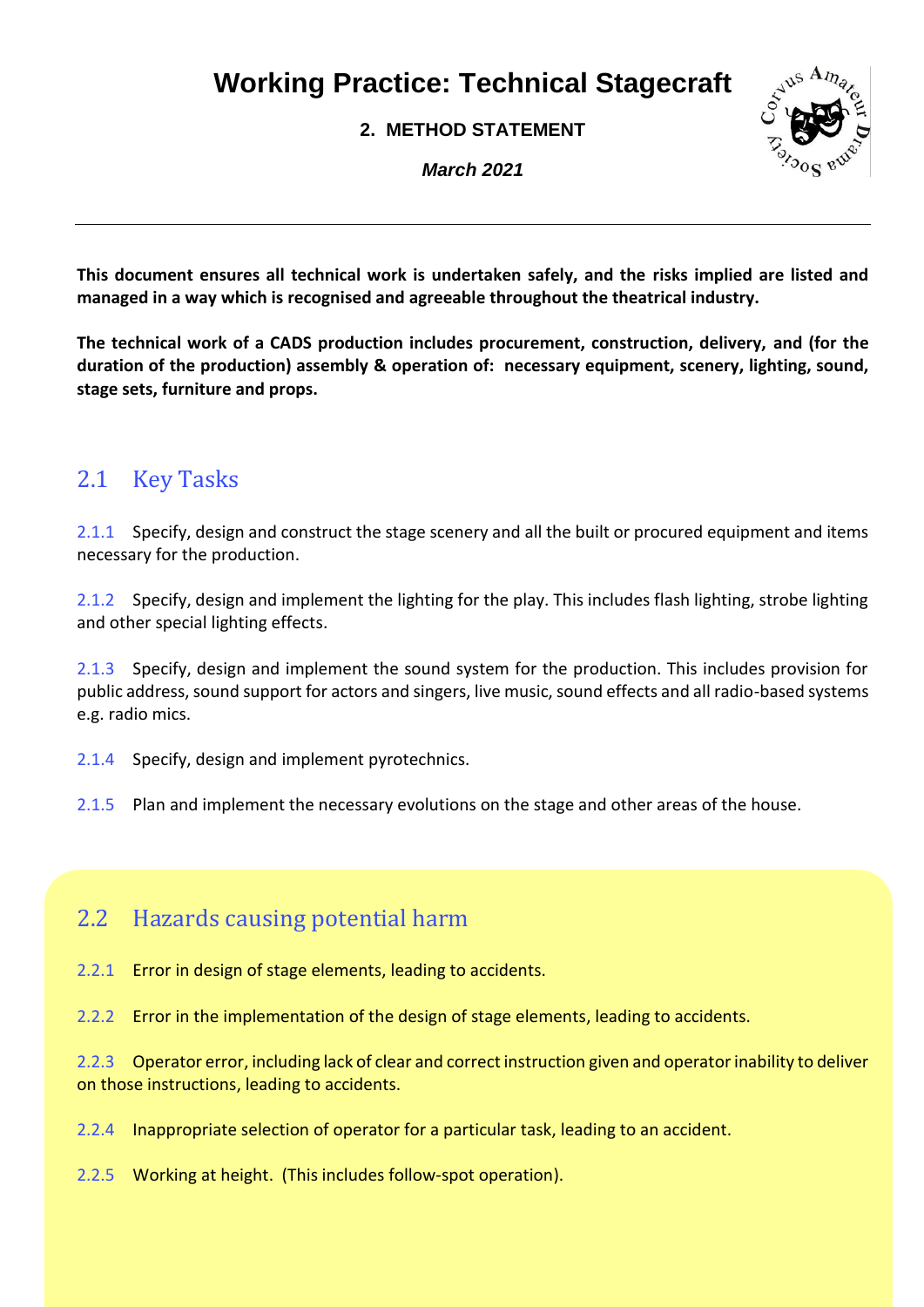# Working Practice: Technical Stagecraft

**2. METHOD STATEMENT**

***March 2021***

---

**This document ensures all technical work is undertaken safely, and the risks implied are listed and managed in a way which is recognised and agreeable throughout the theatrical industry.**

**The technical work of a CADS production includes procurement, construction, delivery, and (for the duration of the production) assembly & operation of: necessary equipment, scenery, lighting, sound, stage sets, furniture and props.**

## 2.1 Key Tasks

2.1.1 Specify, design and construct the stage scenery and all the built or procured equipment and items necessary for the production.

2.1.2 Specify, design and implement the lighting for the play. This includes flash lighting, strobe lighting and other special lighting effects.

2.1.3 Specify, design and implement the sound system for the production. This includes provision for public address, sound support for actors and singers, live music, sound effects and all radio-based systems e.g. radio mics.

2.1.4 Specify, design and implement pyrotechnics.

2.1.5 Plan and implement the necessary evolutions on the stage and other areas of the house.

## 2.2 Hazards causing potential harm

2.2.1 Error in design of stage elements, leading to accidents.

2.2.2 Error in the implementation of the design of stage elements, leading to accidents.

2.2.3 Operator error, including lack of clear and correct instruction given and operator inability to deliver on those instructions, leading to accidents.

2.2.4 Inappropriate selection of operator for a particular task, leading to an accident.

2.2.5 Working at height. (This includes follow-spot operation).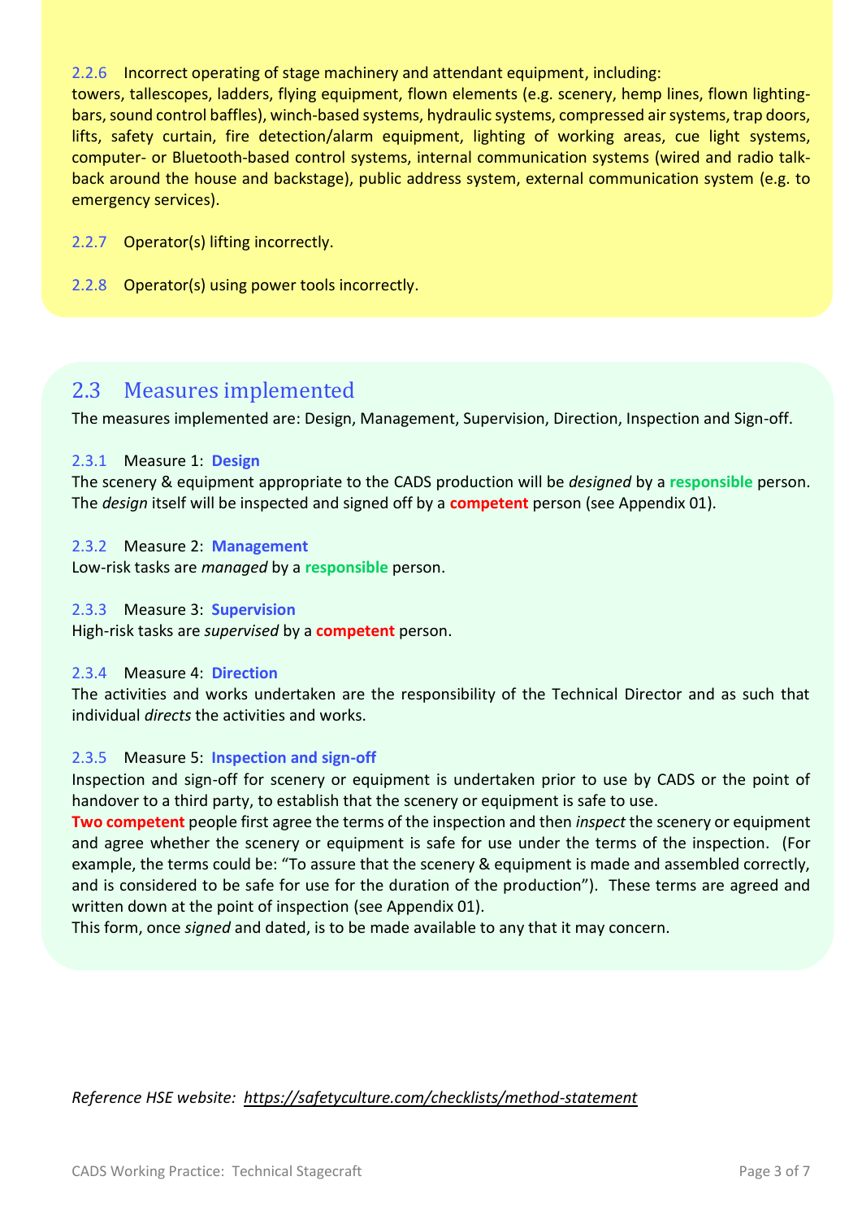2.2.6 Incorrect operating of stage machinery and attendant equipment, including: towers, tallescopes, ladders, flying equipment, flown elements (e.g. scenery, hemp lines, flown lighting-bars, sound control baffles), winch-based systems, hydraulic systems, compressed air systems, trap doors, lifts, safety curtain, fire detection/alarm equipment, lighting of working areas, cue light systems, computer- or Bluetooth-based control systems, internal communication systems (wired and radio talk-back around the house and backstage), public address system, external communication system (e.g. to emergency services).

2.2.7 Operator(s) lifting incorrectly.

2.2.8 Operator(s) using power tools incorrectly.

## 2.3 Measures implemented

The measures implemented are: Design, Management, Supervision, Direction, Inspection and Sign-off.

### 2.3.1 Measure 1: **Design**

The scenery & equipment appropriate to the CADS production will be *designed* by a **responsible** person. The *design* itself will be inspected and signed off by a **competent** person (see Appendix 01).

### 2.3.2 Measure 2: **Management**

Low-risk tasks are *managed* by a **responsible** person.

### 2.3.3 Measure 3: **Supervision**

High-risk tasks are *supervised* by a **competent** person.

### 2.3.4 Measure 4: **Direction**

The activities and works undertaken are the responsibility of the Technical Director and as such that individual *directs* the activities and works.

### 2.3.5 Measure 5: **Inspection and sign-off**

Inspection and sign-off for scenery or equipment is undertaken prior to use by CADS or the point of handover to a third party, to establish that the scenery or equipment is safe to use.

**Two competent** people first agree the terms of the inspection and then *inspect* the scenery or equipment and agree whether the scenery or equipment is safe for use under the terms of the inspection. (For example, the terms could be: "To assure that the scenery & equipment is made and assembled correctly, and is considered to be safe for use for the duration of the production"). These terms are agreed and written down at the point of inspection (see Appendix 01).

This form, once *signed* and dated, is to be made available to any that it may concern.

*Reference HSE website: https://safetyculture.com/checklists/method-statement*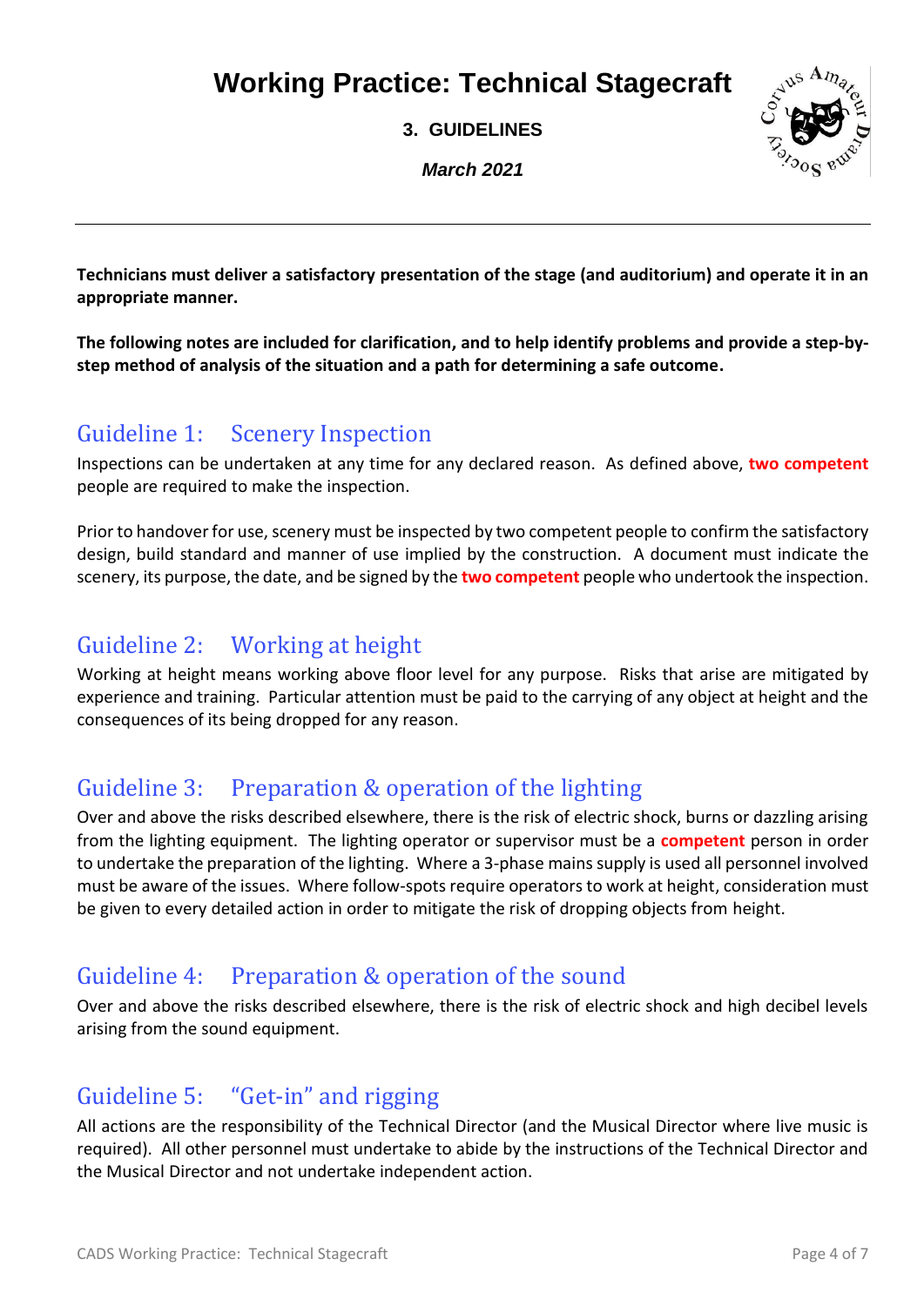# Working Practice: Technical Stagecraft

**3. GUIDELINES**

***March 2021***

---

**Technicians must deliver a satisfactory presentation of the stage (and auditorium) and operate it in an appropriate manner.**

**The following notes are included for clarification, and to help identify problems and provide a step-by-step method of analysis of the situation and a path for determining a safe outcome.**

## Guideline 1: Scenery Inspection

Inspections can be undertaken at any time for any declared reason. As defined above, **two competent** people are required to make the inspection.

Prior to handover for use, scenery must be inspected by two competent people to confirm the satisfactory design, build standard and manner of use implied by the construction. A document must indicate the scenery, its purpose, the date, and be signed by the **two competent** people who undertook the inspection.

## Guideline 2: Working at height

Working at height means working above floor level for any purpose. Risks that arise are mitigated by experience and training. Particular attention must be paid to the carrying of any object at height and the consequences of its being dropped for any reason.

## Guideline 3: Preparation & operation of the lighting

Over and above the risks described elsewhere, there is the risk of electric shock, burns or dazzling arising from the lighting equipment. The lighting operator or supervisor must be a **competent** person in order to undertake the preparation of the lighting. Where a 3-phase mains supply is used all personnel involved must be aware of the issues. Where follow-spots require operators to work at height, consideration must be given to every detailed action in order to mitigate the risk of dropping objects from height.

## Guideline 4: Preparation & operation of the sound

Over and above the risks described elsewhere, there is the risk of electric shock and high decibel levels arising from the sound equipment.

## Guideline 5: "Get-in" and rigging

All actions are the responsibility of the Technical Director (and the Musical Director where live music is required). All other personnel must undertake to abide by the instructions of the Technical Director and the Musical Director and not undertake independent action.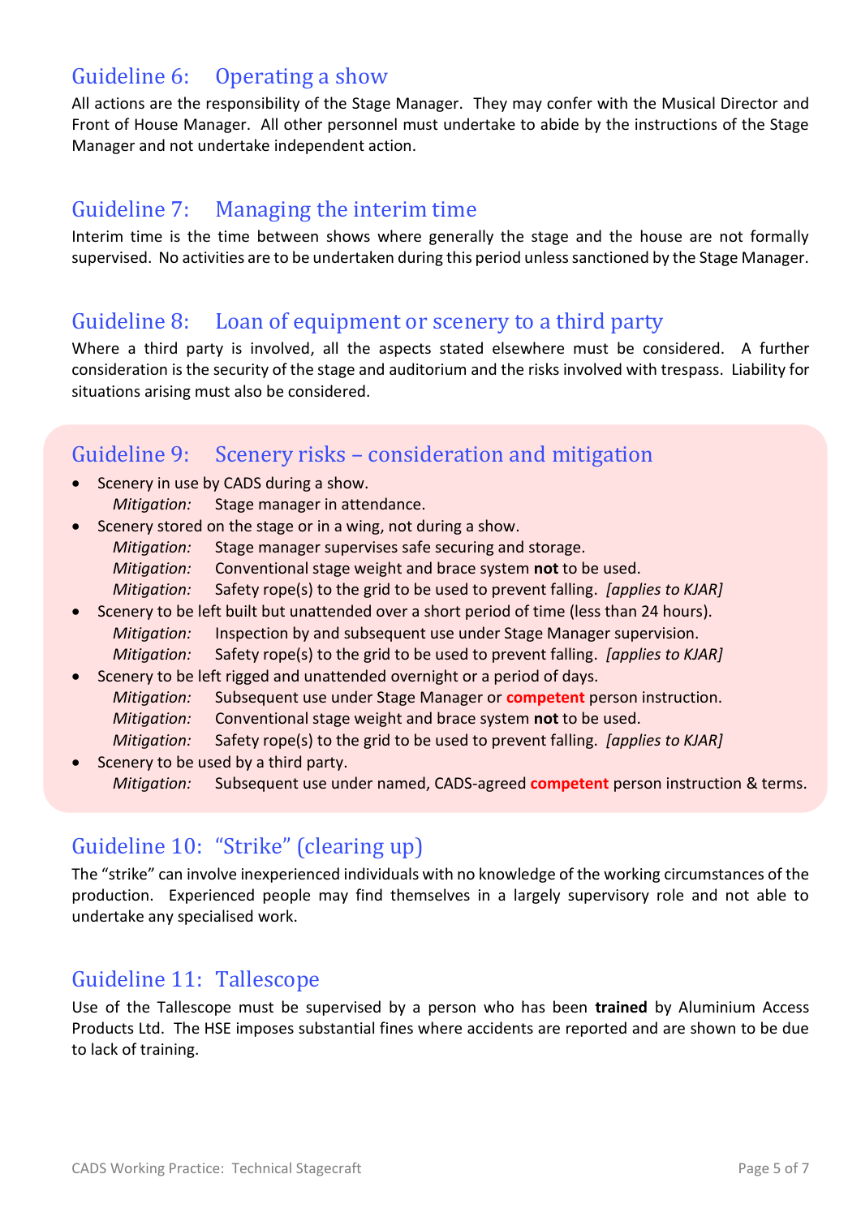## Guideline 6: Operating a show

All actions are the responsibility of the Stage Manager. They may confer with the Musical Director and Front of House Manager. All other personnel must undertake to abide by the instructions of the Stage Manager and not undertake independent action.

## Guideline 7: Managing the interim time

Interim time is the time between shows where generally the stage and the house are not formally supervised. No activities are to be undertaken during this period unless sanctioned by the Stage Manager.

## Guideline 8: Loan of equipment or scenery to a third party

Where a third party is involved, all the aspects stated elsewhere must be considered. A further consideration is the security of the stage and auditorium and the risks involved with trespass. Liability for situations arising must also be considered.

## Guideline 9: Scenery risks – consideration and mitigation

- Scenery in use by CADS during a show.
  - *Mitigation:* Stage manager in attendance.
- Scenery stored on the stage or in a wing, not during a show.
  - *Mitigation:* Stage manager supervises safe securing and storage.
  - *Mitigation:* Conventional stage weight and brace system **not** to be used.
  - *Mitigation:* Safety rope(s) to the grid to be used to prevent falling. *[applies to KJAR]*
- Scenery to be left built but unattended over a short period of time (less than 24 hours).
  - *Mitigation:* Inspection by and subsequent use under Stage Manager supervision.
  - *Mitigation:* Safety rope(s) to the grid to be used to prevent falling. *[applies to KJAR]*
- Scenery to be left rigged and unattended overnight or a period of days.
  - *Mitigation:* Subsequent use under Stage Manager or **competent** person instruction.
  - *Mitigation:* Conventional stage weight and brace system **not** to be used.
  - *Mitigation:* Safety rope(s) to the grid to be used to prevent falling. *[applies to KJAR]*
- Scenery to be used by a third party.
  - *Mitigation:* Subsequent use under named, CADS-agreed **competent** person instruction & terms.

## Guideline 10: "Strike" (clearing up)

The "strike" can involve inexperienced individuals with no knowledge of the working circumstances of the production. Experienced people may find themselves in a largely supervisory role and not able to undertake any specialised work.

## Guideline 11: Tallescope

Use of the Tallescope must be supervised by a person who has been **trained** by Aluminium Access Products Ltd. The HSE imposes substantial fines where accidents are reported and are shown to be due to lack of training.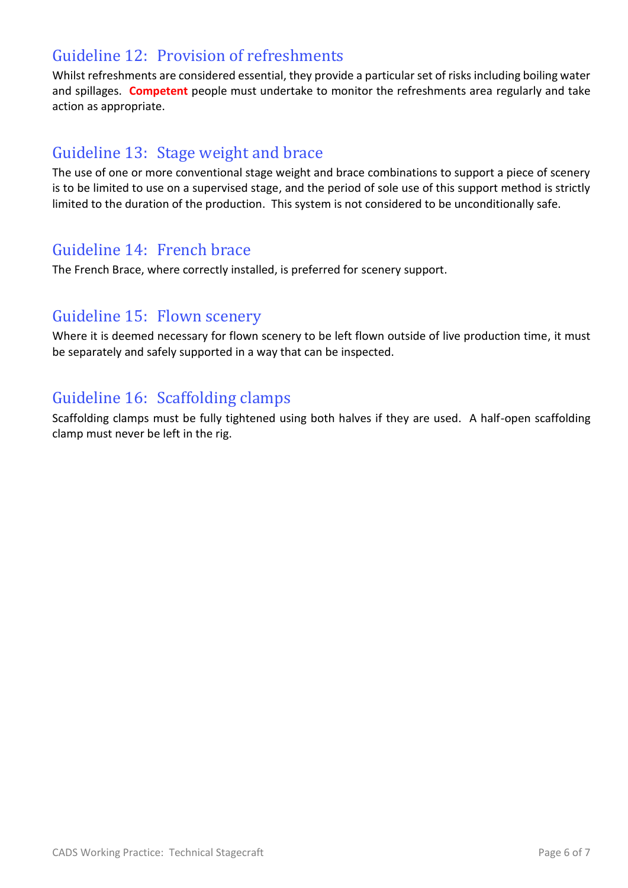## Guideline 12: Provision of refreshments

Whilst refreshments are considered essential, they provide a particular set of risks including boiling water and spillages. **Competent** people must undertake to monitor the refreshments area regularly and take action as appropriate.

## Guideline 13: Stage weight and brace

The use of one or more conventional stage weight and brace combinations to support a piece of scenery is to be limited to use on a supervised stage, and the period of sole use of this support method is strictly limited to the duration of the production. This system is not considered to be unconditionally safe.

## Guideline 14: French brace

The French Brace, where correctly installed, is preferred for scenery support.

## Guideline 15: Flown scenery

Where it is deemed necessary for flown scenery to be left flown outside of live production time, it must be separately and safely supported in a way that can be inspected.

## Guideline 16: Scaffolding clamps

Scaffolding clamps must be fully tightened using both halves if they are used. A half-open scaffolding clamp must never be left in the rig.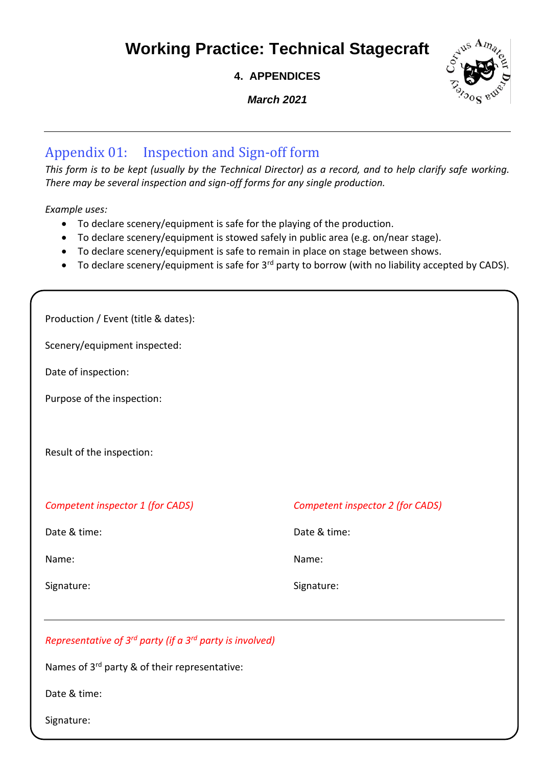# Working Practice: Technical Stagecraft

**4. APPENDICES**

***March 2021***

## Appendix 01: Inspection and Sign-off form

*This form is to be kept (usually by the Technical Director) as a record, and to help clarify safe working. There may be several inspection and sign-off forms for any single production.*

*Example uses:*

- To declare scenery/equipment is safe for the playing of the production.
- To declare scenery/equipment is stowed safely in public area (e.g. on/near stage).
- To declare scenery/equipment is safe to remain in place on stage between shows.
- To declare scenery/equipment is safe for 3rd party to borrow (with no liability accepted by CADS).

Production / Event (title & dates):

Scenery/equipment inspected:

Date of inspection:

Purpose of the inspection:

Result of the inspection:

*Competent inspector 1 (for CADS)*

Date & time:

Name:

Signature:

*Competent inspector 2 (for CADS)*

Date & time:

Name:

Signature:

---

*Representative of 3rd party (if a 3rd party is involved)*

Names of 3rd party & of their representative:

Date & time:

Signature: